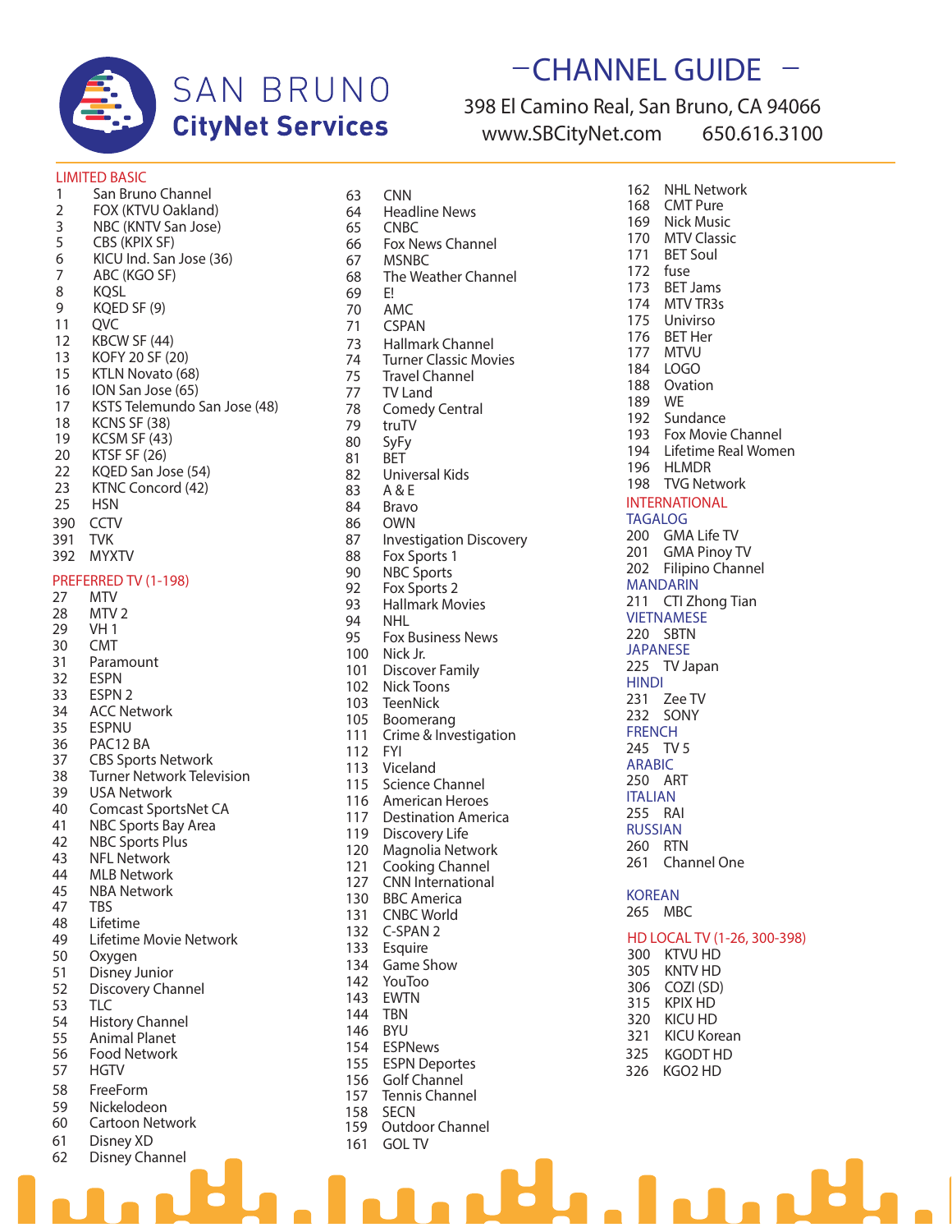# SAN BRUNO CityNet Services

## CHANNEL GUIDE

398 El Camino Real, San Bruno, CA 94066
www.SBCityNet.com 650.616.3100

### LIMITED BASIC

- 1 San Bruno Channel
- 2 FOX (KTVU Oakland)
- 3 NBC (KNTV San Jose)
- 5 CBS (KPIX SF)
- 6 KICU Ind. San Jose (36)
- 7 ABC (KGO SF)
- 8 KQSL
- 9 KQED SF (9)
- 11 QVC
- 12 KBCW SF (44)
- 13 KOFY 20 SF (20)
- 15 KTLN Novato (68)
- 16 ION San Jose (65)
- 17 KSTS Telemundo San Jose (48)
- 18 KCNS SF (38)
- 19 KCSM SF (43)
- 20 KTSF SF (26)
- 22 KQED San Jose (54)
- 23 KTNC Concord (42)
- 25 HSN
- 390 CCTV
- 391 TVK
- 392 MYXTV

### PREFERRED TV (1-198)

- 27 MTV
- 28 MTV 2
- 29 VH 1
- 30 CMT
- 31 Paramount
- 32 ESPN
- 33 ESPN 2
- 34 ACC Network
- 35 ESPNU
- 36 PAC12 BA
- 37 CBS Sports Network
- 38 Turner Network Television
- 39 USA Network
- 40 Comcast SportsNet CA
- 41 NBC Sports Bay Area
- 42 NBC Sports Plus
- 43 NFL Network
- 44 MLB Network
- 45 NBA Network
- 47 TBS
- 48 Lifetime
- 49 Lifetime Movie Network
- 50 Oxygen
- 51 Disney Junior
- 52 Discovery Channel
- 53 TLC
- 54 History Channel
- 55 Animal Planet
- 56 Food Network
- 57 HGTV
- 58 FreeForm
- 59 Nickelodeon
- 60 Cartoon Network
- 61 Disney XD
- 62 Disney Channel
- 63 CNN
- 64 Headline News
- 65 CNBC
- 66 Fox News Channel
- 67 MSNBC
- 68 The Weather Channel
- 69 E!
- 70 AMC
- 71 CSPAN
- 73 Hallmark Channel
- 74 Turner Classic Movies
- 75 Travel Channel
- 77 TV Land
- 78 Comedy Central
- 79 truTV
- 80 SyFy
- 81 BET
- 82 Universal Kids
- 83 A & E
- 84 Bravo
- 86 OWN
- 87 Investigation Discovery
- 88 Fox Sports 1
- 90 NBC Sports
- 92 Fox Sports 2
- 93 Hallmark Movies
- 94 NHL
- 95 Fox Business News
- 100 Nick Jr.
- 101 Discover Family
- 102 Nick Toons
- 103 TeenNick
- 105 Boomerang
- 111 Crime & Investigation
- 112 FYI
- 113 Viceland
- 115 Science Channel
- 116 American Heroes
- 117 Destination America
- 119 Discovery Life
- 120 Magnolia Network
- 121 Cooking Channel
- 127 CNN International
- 130 BBC America
- 131 CNBC World
- 132 C-SPAN 2
- 133 Esquire
- 134 Game Show
- 142 YouToo
- 143 EWTN
- 144 TBN
- 146 BYU
- 154 ESPNews
- 155 ESPN Deportes
- 156 Golf Channel
- 157 Tennis Channel
- 158 SECN
- 159 Outdoor Channel
- 161 GOL TV
- 162 NHL Network
- 168 CMT Pure
- 169 Nick Music
- 170 MTV Classic
- 171 BET Soul
- 172 fuse
- 173 BET Jams
- 174 MTV TR3s
- 175 Univirso
- 176 BET Her
- 177 MTVU
- 184 LOGO
- 188 Ovation
- 189 WE
- 192 Sundance
- 193 Fox Movie Channel
- 194 Lifetime Real Women
- 196 HLMDR
- 198 TVG Network

### INTERNATIONAL

#### TAGALOG

- 200 GMA Life TV
- 201 GMA Pinoy TV
- 202 Filipino Channel

#### MANDARIN

- 211 CTI Zhong Tian

#### VIETNAMESE

- 220 SBTN

#### JAPANESE

- 225 TV Japan

#### HINDI

- 231 Zee TV
- 232 SONY

#### FRENCH

- 245 TV 5

#### ARABIC

- 250 ART

#### ITALIAN

- 255 RAI

#### RUSSIAN

- 260 RTN
- 261 Channel One

#### KOREAN

- 265 MBC

### HD LOCAL TV (1-26, 300-398)

- 300 KTVU HD
- 305 KNTV HD
- 306 COZI (SD)
- 315 KPIX HD
- 320 KICU HD
- 321 KICU Korean
- 325 KGODT HD
- 326 KGO2 HD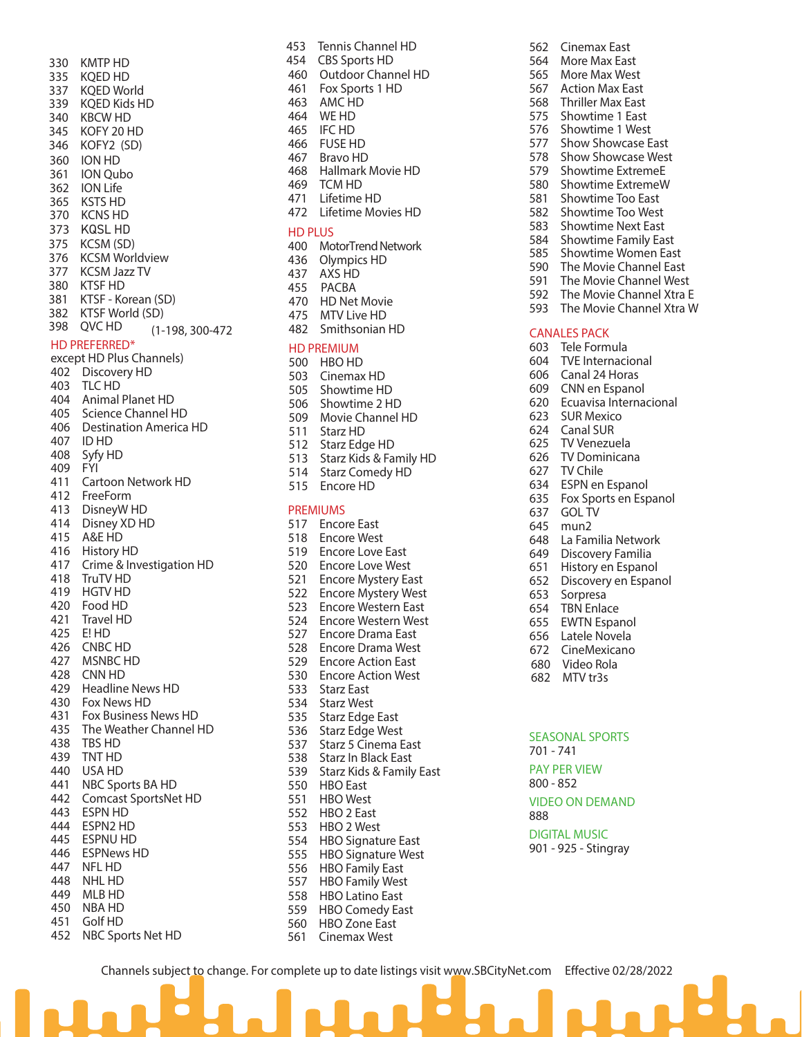330 KMTP HD
335 KQED HD
337 KQED World
339 KQED Kids HD
340 KBCW HD
345 KOFY 20 HD
346 KOFY2 (SD)
360 ION HD
361 ION Qubo
362 ION Life
365 KSTS HD
370 KCNS HD
373 KQSL HD
375 KCSM (SD)
376 KCSM Worldview
377 KCSM Jazz TV
380 KTSF HD
381 KTSF - Korean (SD)
382 KTSF World (SD)
398 QVC HD

## HD PREFERRED*

(1-198, 300-472 except HD Plus Channels)

402 Discovery HD
403 TLC HD
404 Animal Planet HD
405 Science Channel HD
406 Destination America HD
407 ID HD
408 Syfy HD
409 FYI
411 Cartoon Network HD
412 FreeForm
413 DisneyW HD
414 Disney XD HD
415 A&E HD
416 History HD
417 Crime & Investigation HD
418 TruTV HD
419 HGTV HD
420 Food HD
421 Travel HD
425 E! HD
426 CNBC HD
427 MSNBC HD
428 CNN HD
429 Headline News HD
430 Fox News HD
431 Fox Business News HD
435 The Weather Channel HD
438 TBS HD
439 TNT HD
440 USA HD
441 NBC Sports BA HD
442 Comcast SportsNet HD
443 ESPN HD
444 ESPN2 HD
445 ESPNU HD
446 ESPNews HD
447 NFL HD
448 NHL HD
449 MLB HD
450 NBA HD
451 Golf HD
452 NBC Sports Net HD
453 Tennis Channel HD
454 CBS Sports HD
460 Outdoor Channel HD
461 Fox Sports 1 HD
463 AMC HD
464 WE HD
465 IFC HD
466 FUSE HD
467 Bravo HD
468 Hallmark Movie HD
469 TCM HD
471 Lifetime HD
472 Lifetime Movies HD

## HD PLUS

400 MotorTrend Network
436 Olympics HD
437 AXS HD
455 PACBA
470 HD Net Movie
475 MTV Live HD
482 Smithsonian HD

## HD PREMIUM

500 HBO HD
503 Cinemax HD
505 Showtime HD
506 Showtime 2 HD
509 Movie Channel HD
511 Starz HD
512 Starz Edge HD
513 Starz Kids & Family HD
514 Starz Comedy HD
515 Encore HD

## PREMIUMS

517 Encore East
518 Encore West
519 Encore Love East
520 Encore Love West
521 Encore Mystery East
522 Encore Mystery West
523 Encore Western East
524 Encore Western West
527 Encore Drama East
528 Encore Drama West
529 Encore Action East
530 Encore Action West
533 Starz East
534 Starz West
535 Starz Edge East
536 Starz Edge West
537 Starz 5 Cinema East
538 Starz In Black East
539 Starz Kids & Family East
550 HBO East
551 HBO West
552 HBO 2 East
553 HBO 2 West
554 HBO Signature East
555 HBO Signature West
556 HBO Family East
557 HBO Family West
558 HBO Latino East
559 HBO Comedy East
560 HBO Zone East
561 Cinemax West
562 Cinemax East
564 More Max East
565 More Max West
567 Action Max East
568 Thriller Max East
575 Showtime 1 East
576 Showtime 1 West
577 Show Showcase East
578 Show Showcase West
579 Showtime ExtremeE
580 Showtime ExtremeW
581 Showtime Too East
582 Showtime Too West
583 Showtime Next East
584 Showtime Family East
585 Showtime Women East
590 The Movie Channel East
591 The Movie Channel West
592 The Movie Channel Xtra E
593 The Movie Channel Xtra W

## CANALES PACK

603 Tele Formula
604 TVE Internacional
606 Canal 24 Horas
609 CNN en Espanol
620 Ecuavisa Internacional
623 SUR Mexico
624 Canal SUR
625 TV Venezuela
626 TV Dominicana
627 TV Chile
634 ESPN en Espanol
635 Fox Sports en Espanol
637 GOL TV
645 mun2
648 La Familia Network
649 Discovery Familia
651 History en Espanol
652 Discovery en Espanol
653 Sorpresa
654 TBN Enlace
655 EWTN Espanol
656 Latele Novela
672 CineMexicano
680 Video Rola
682 MTV tr3s

## SEASONAL SPORTS

701 - 741

## PAY PER VIEW

800 - 852

## VIDEO ON DEMAND

888

## DIGITAL MUSIC

901 - 925 - Stingray

Channels subject to change. For complete up to date listings visit www.SBCityNet.com Effective 02/28/2022